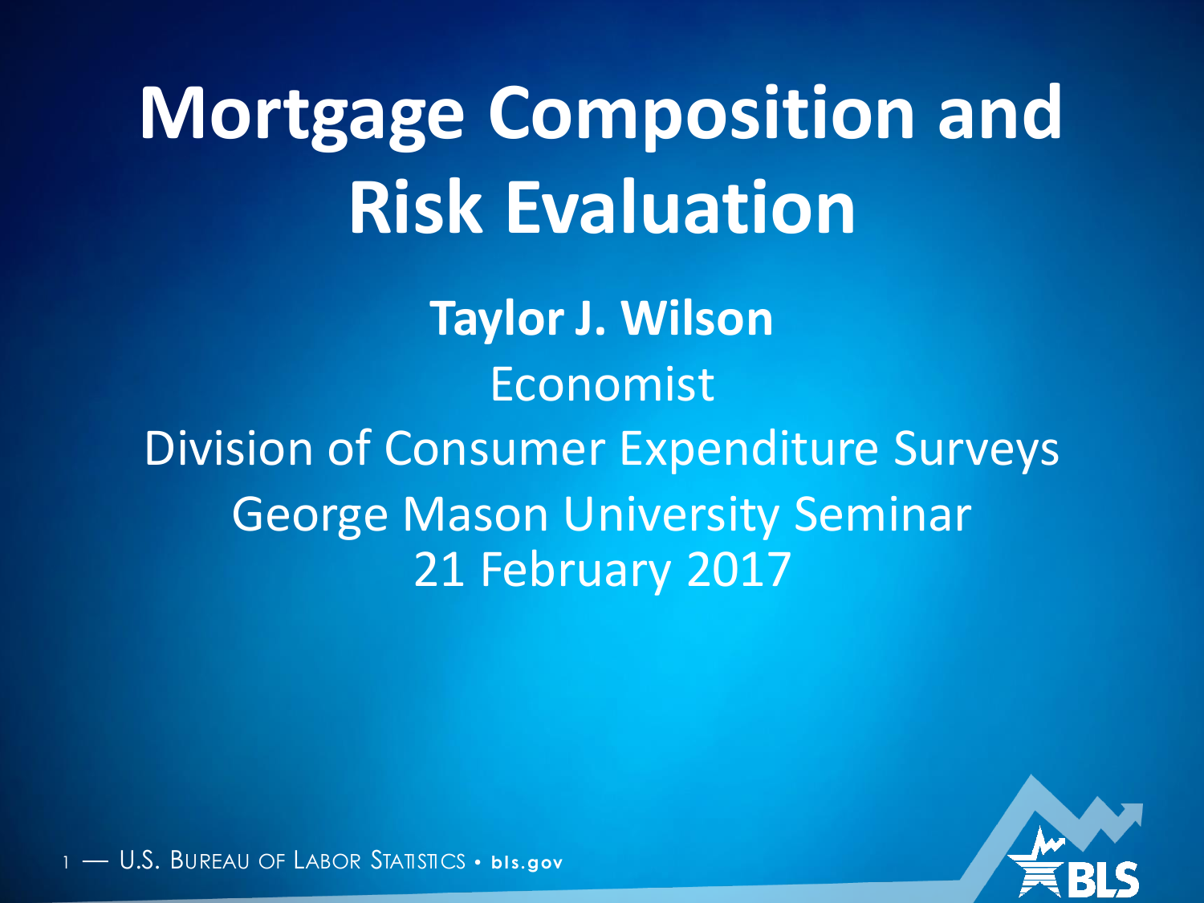# Mortgage Composition and Risk Evaluation

**Taylor J. Wilson**

Economist

Division of Consumer Expenditure Surveys

George Mason University Seminar

21 February 2017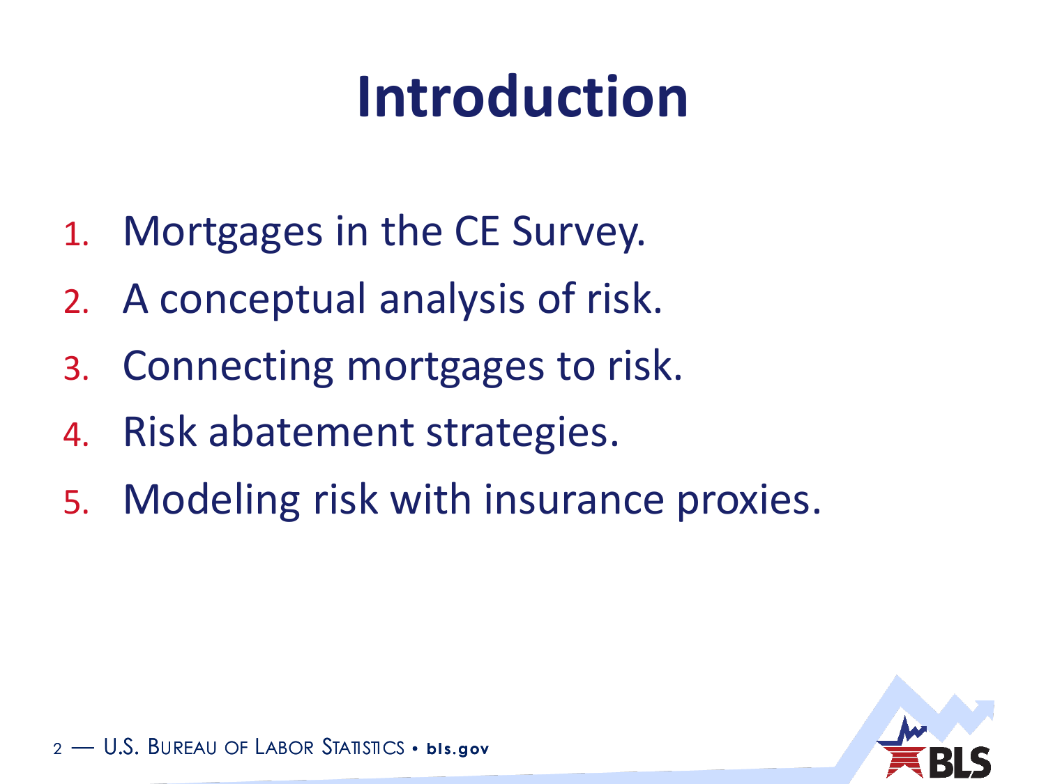# Introduction

1. Mortgages in the CE Survey.
2. A conceptual analysis of risk.
3. Connecting mortgages to risk.
4. Risk abatement strategies.
5. Modeling risk with insurance proxies.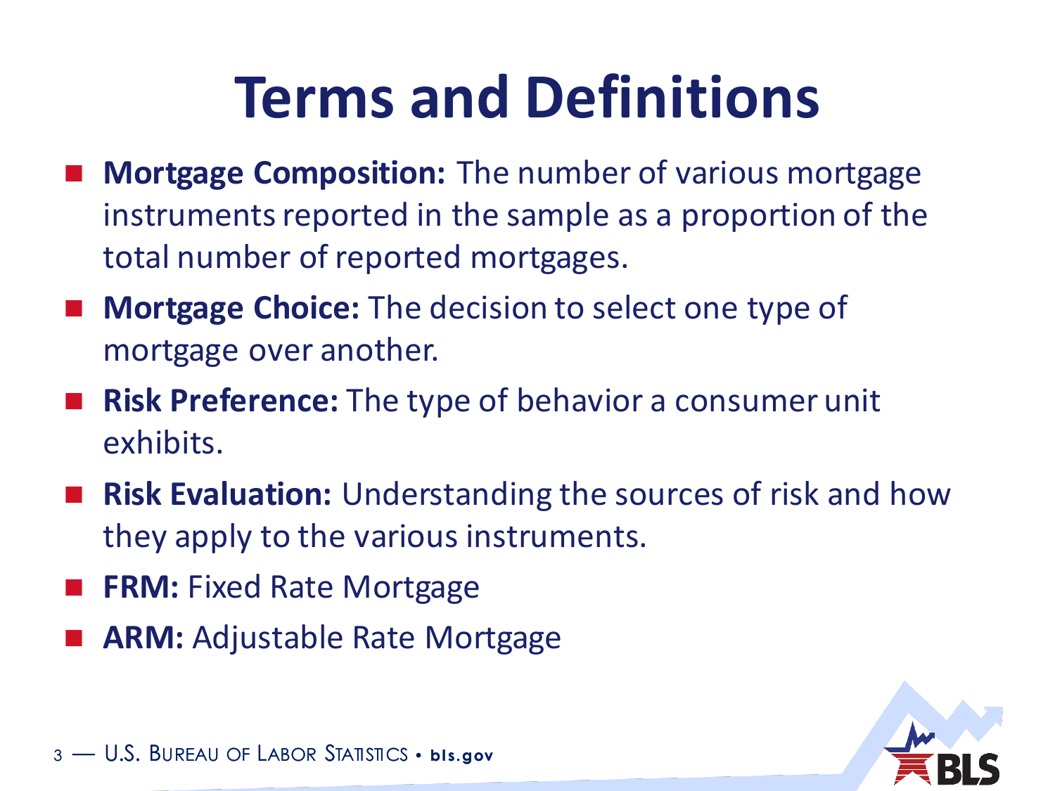# Terms and Definitions

- **Mortgage Composition:** The number of various mortgage instruments reported in the sample as a proportion of the total number of reported mortgages.
- **Mortgage Choice:** The decision to select one type of mortgage over another.
- **Risk Preference:** The type of behavior a consumer unit exhibits.
- **Risk Evaluation:** Understanding the sources of risk and how they apply to the various instruments.
- **FRM:** Fixed Rate Mortgage
- **ARM:** Adjustable Rate Mortgage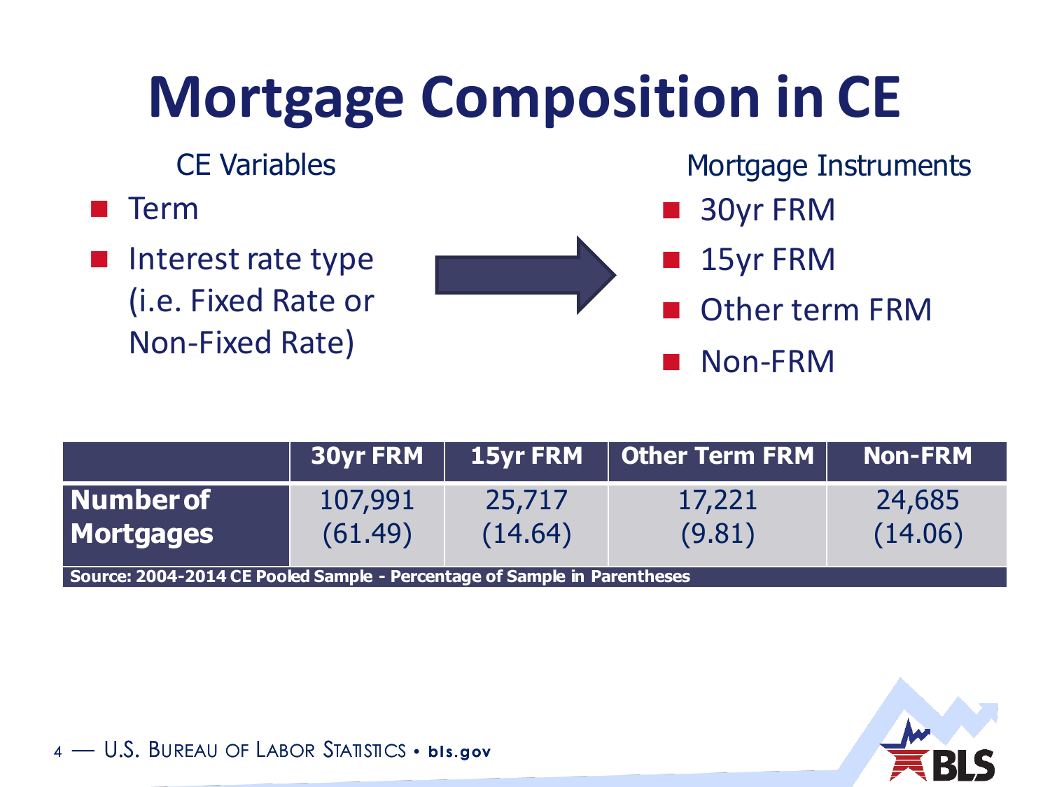# Mortgage Composition in CE

CE Variables

- Term
- Interest rate type (i.e. Fixed Rate or Non-Fixed Rate)

→

Mortgage Instruments

- 30yr FRM
- 15yr FRM
- Other term FRM
- Non-FRM

| | 30yr FRM | 15yr FRM | Other Term FRM | Non-FRM |
|---|---|---|---|---|
| **Number of Mortgages** | 107,991 (61.49) | 25,717 (14.64) | 17,221 (9.81) | 24,685 (14.06) |

**Source: 2004-2014 CE Pooled Sample - Percentage of Sample in Parentheses**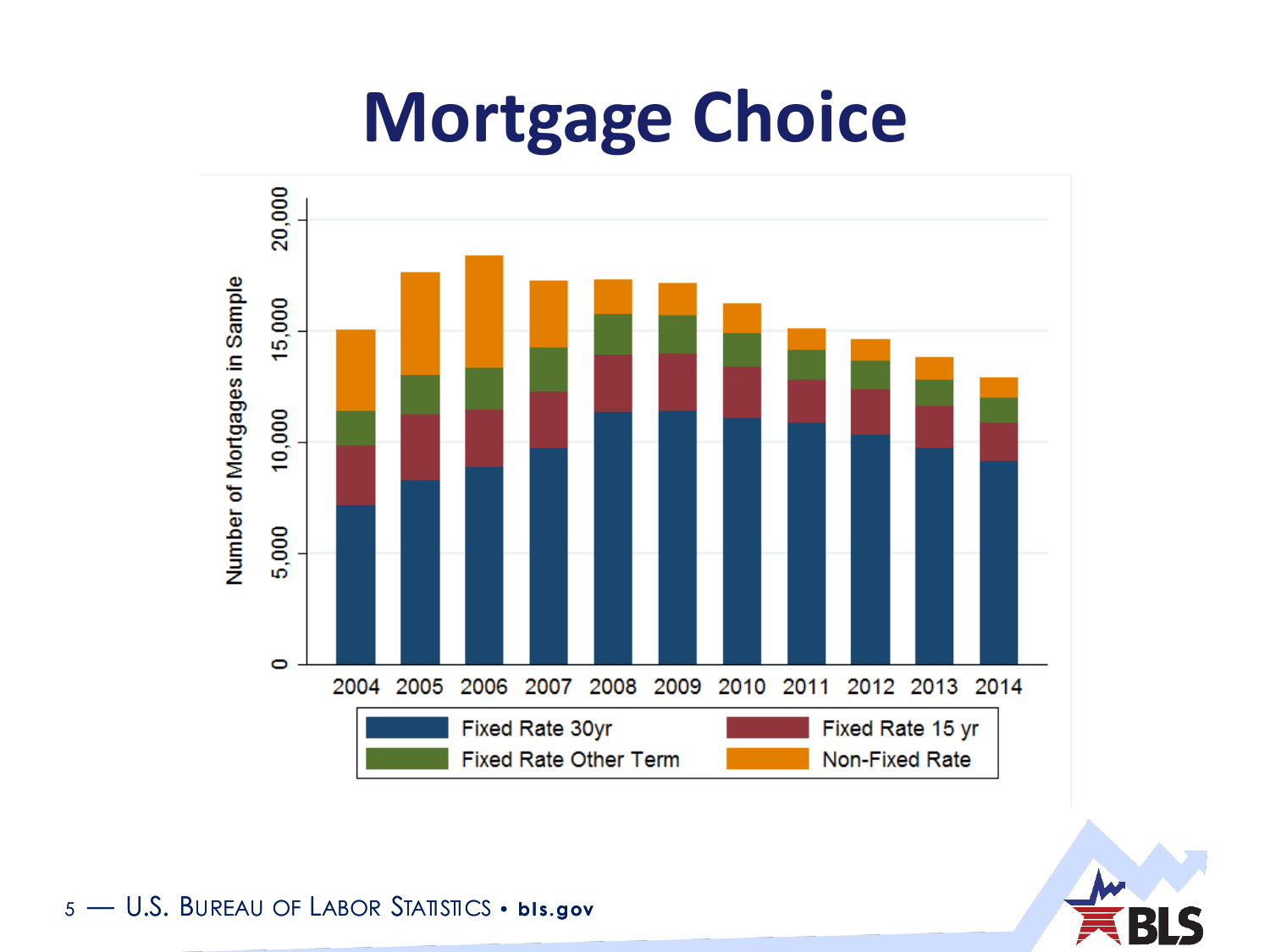# Mortgage Choice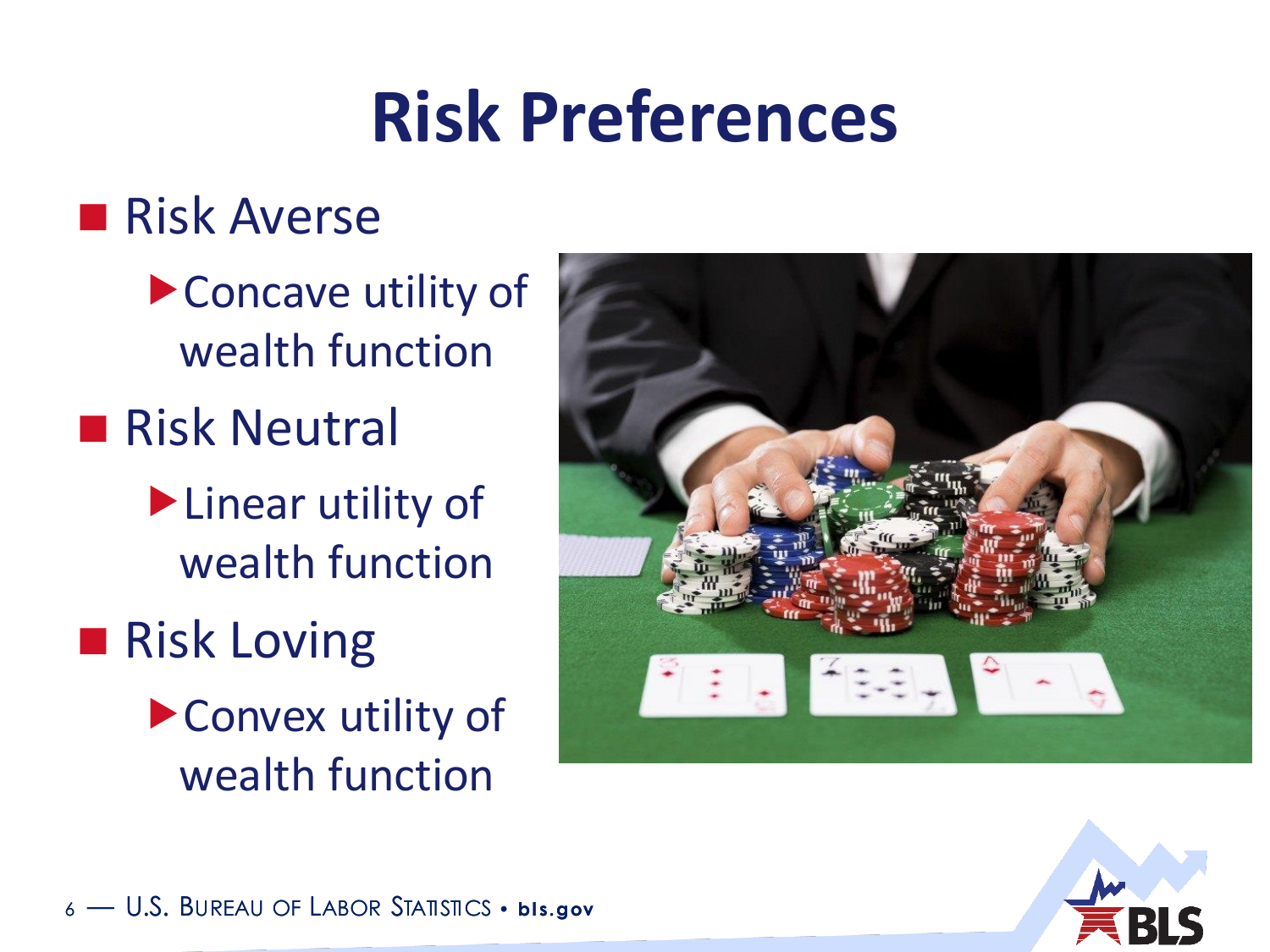# Risk Preferences

- Risk Averse
  - Concave utility of wealth function
- Risk Neutral
  - Linear utility of wealth function
- Risk Loving
  - Convex utility of wealth function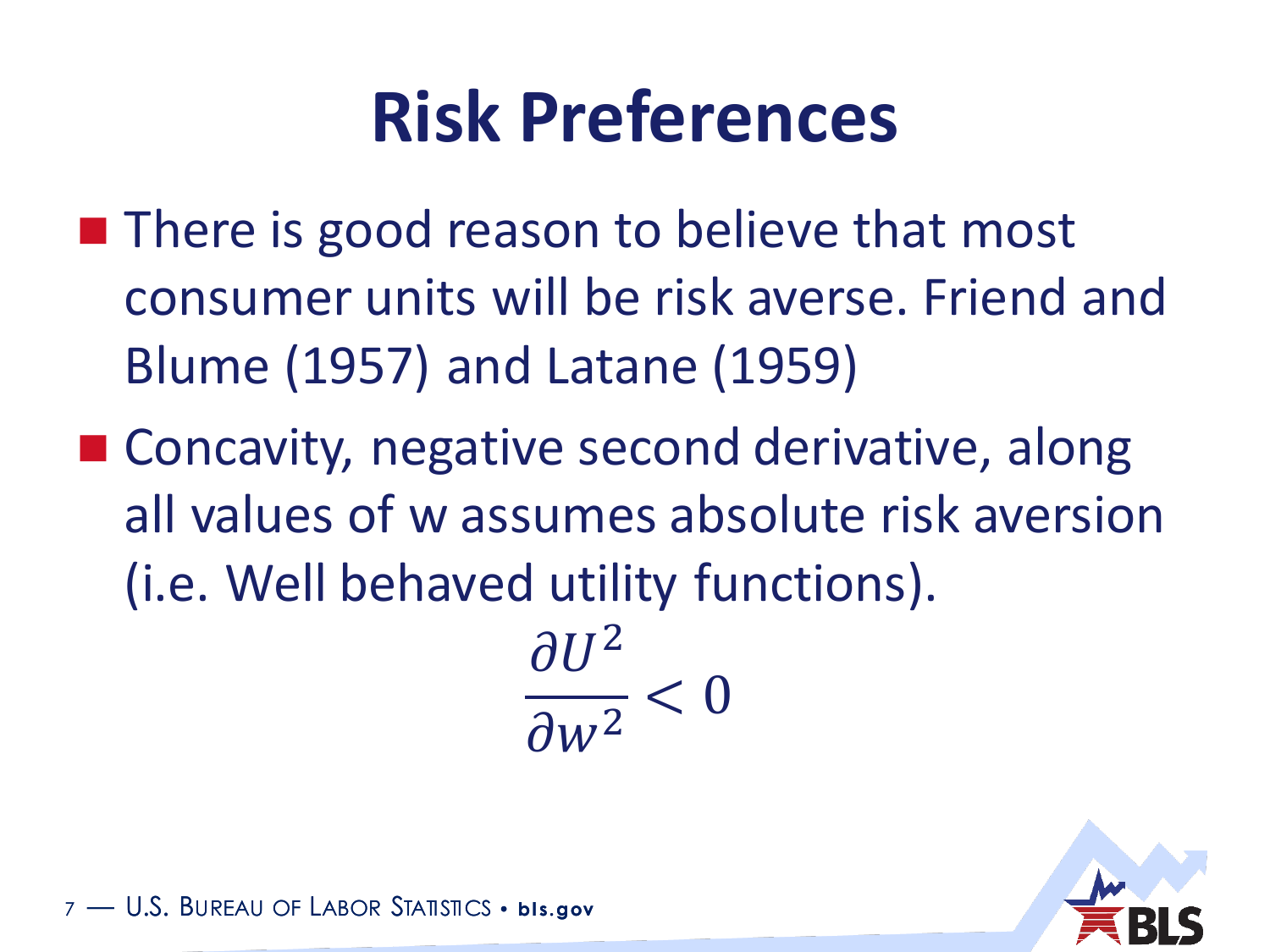# Risk Preferences

- There is good reason to believe that most consumer units will be risk averse. Friend and Blume (1957) and Latane (1959)
- Concavity, negative second derivative, along all values of w assumes absolute risk aversion (i.e. Well behaved utility functions).

$$\frac{\partial U^2}{\partial w^2} < 0$$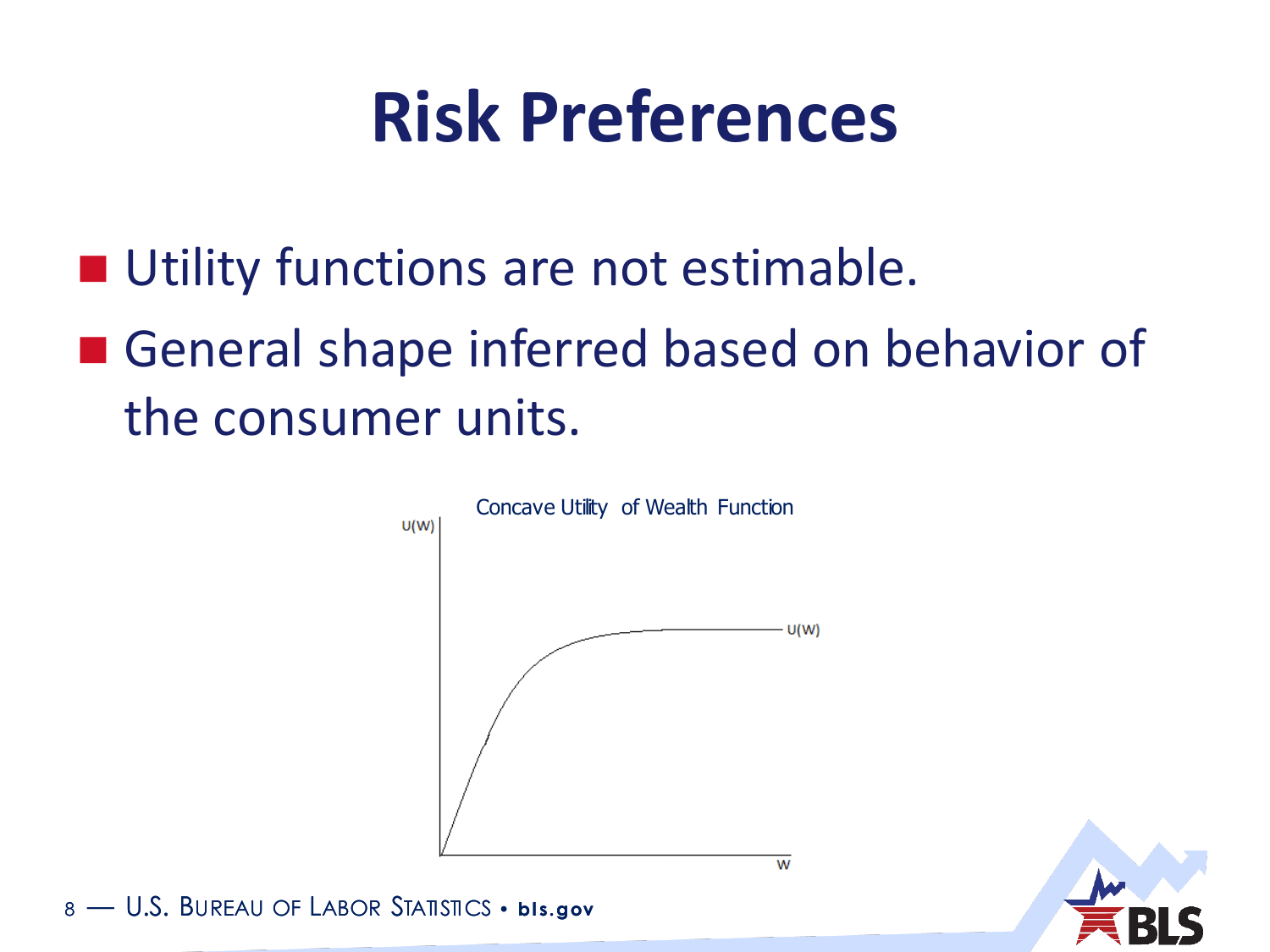# Risk Preferences

- Utility functions are not estimable.
- General shape inferred based on behavior of the consumer units.

Concave Utility of Wealth Function

U(W)

U(W)

W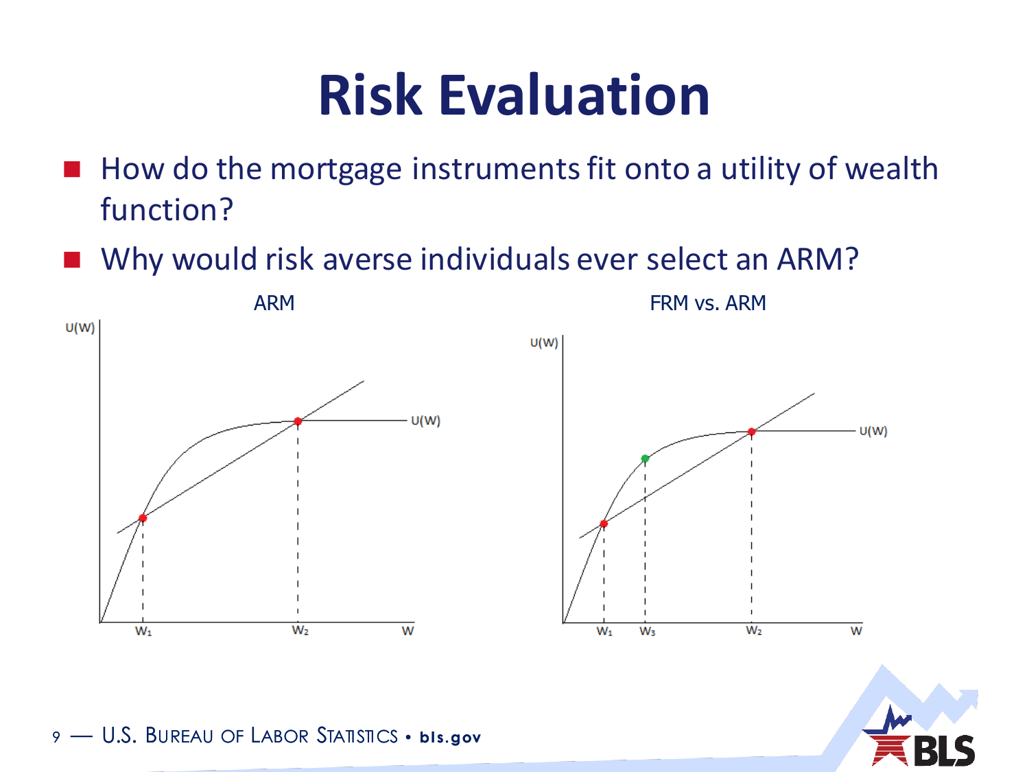# Risk Evaluation

- How do the mortgage instruments fit onto a utility of wealth function?
- Why would risk averse individuals ever select an ARM?

ARM

FRM vs. ARM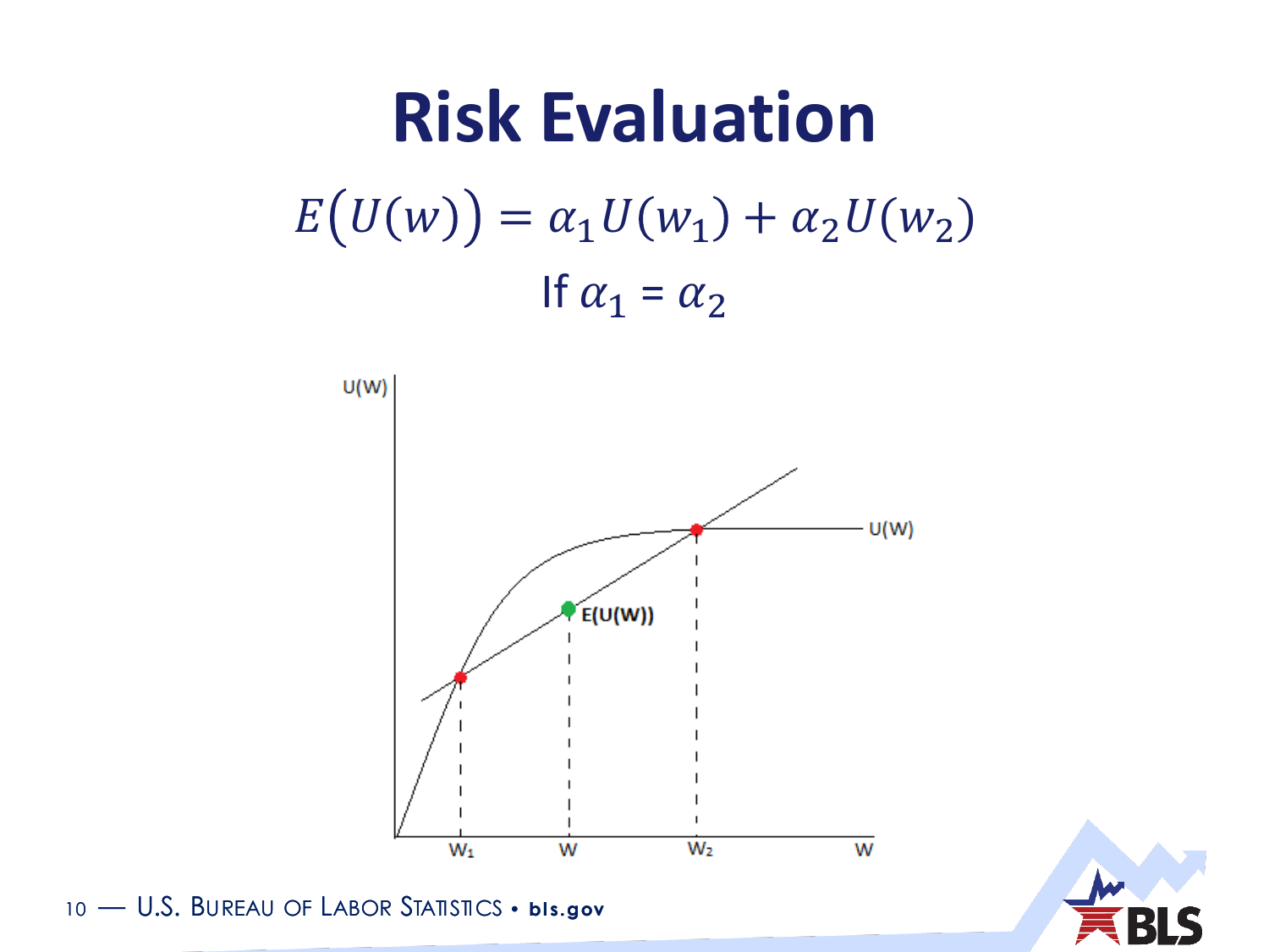# Risk Evaluation

$$E\big(U(w)\big) = \alpha_1 U(w_1) + \alpha_2 U(w_2)$$

If $\alpha_1 = \alpha_2$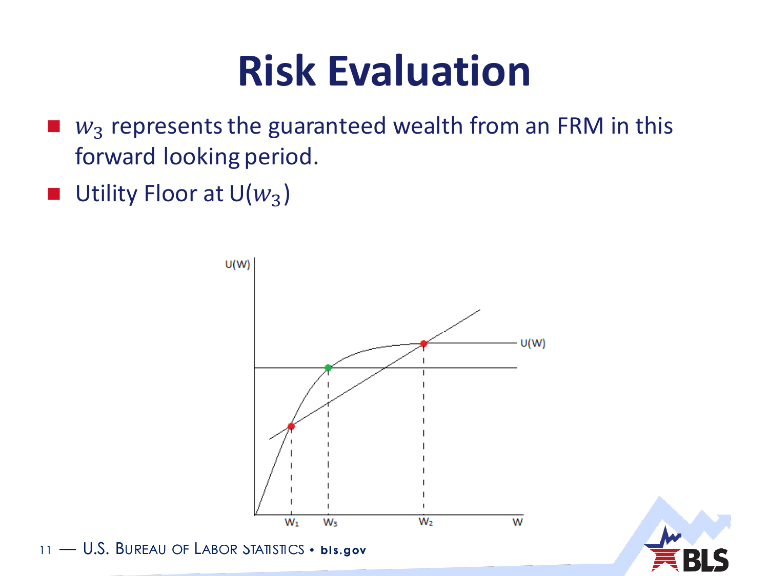# Risk Evaluation

- $w_3$ represents the guaranteed wealth from an FRM in this forward looking period.
- Utility Floor at U($w_3$)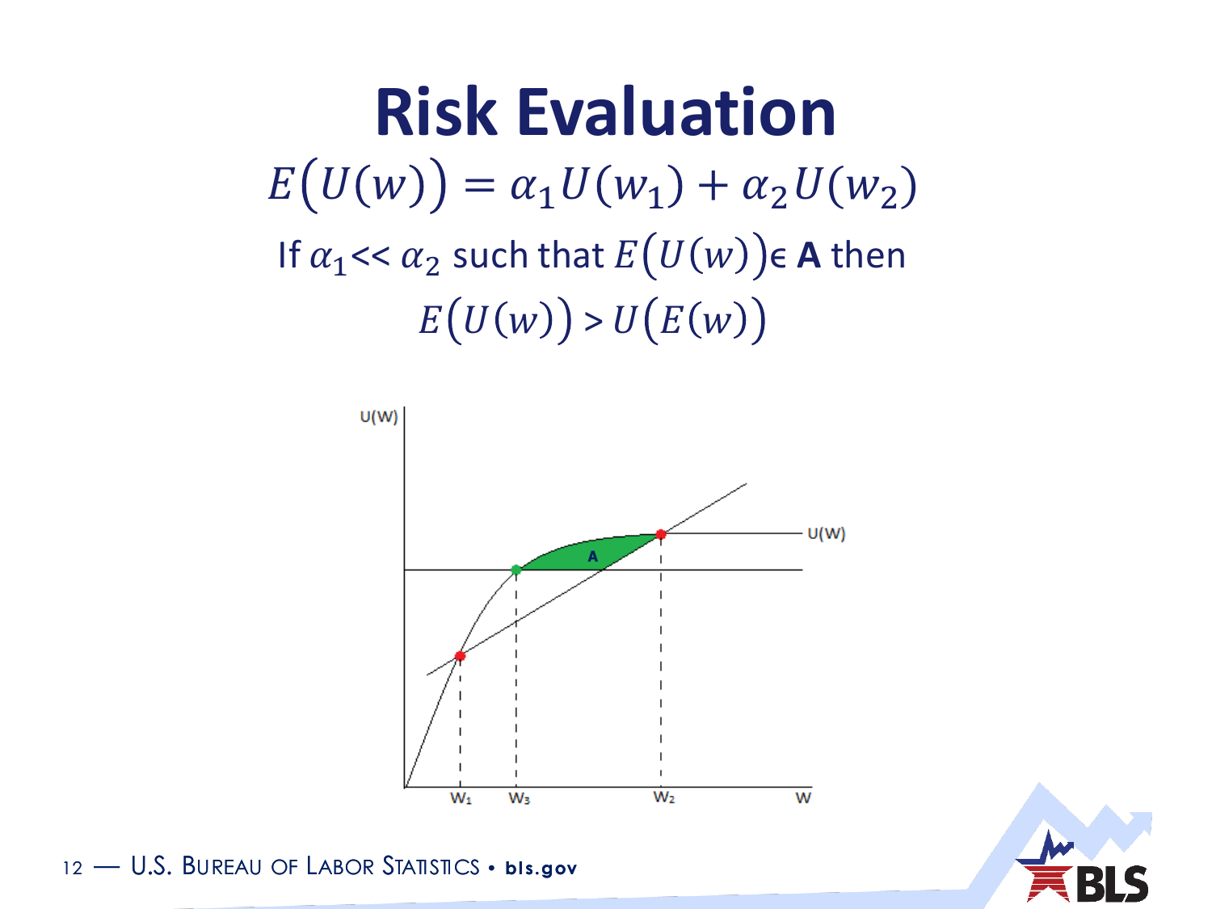# Risk Evaluation

$$E\left(U(w)\right) = \alpha_1 U(w_1) + \alpha_2 U(w_2)$$

If $\alpha_1 << \alpha_2$ such that $E\left(U(w)\right) \in$ **A** then

$$E\left(U(w)\right) > U\left(E(w)\right)$$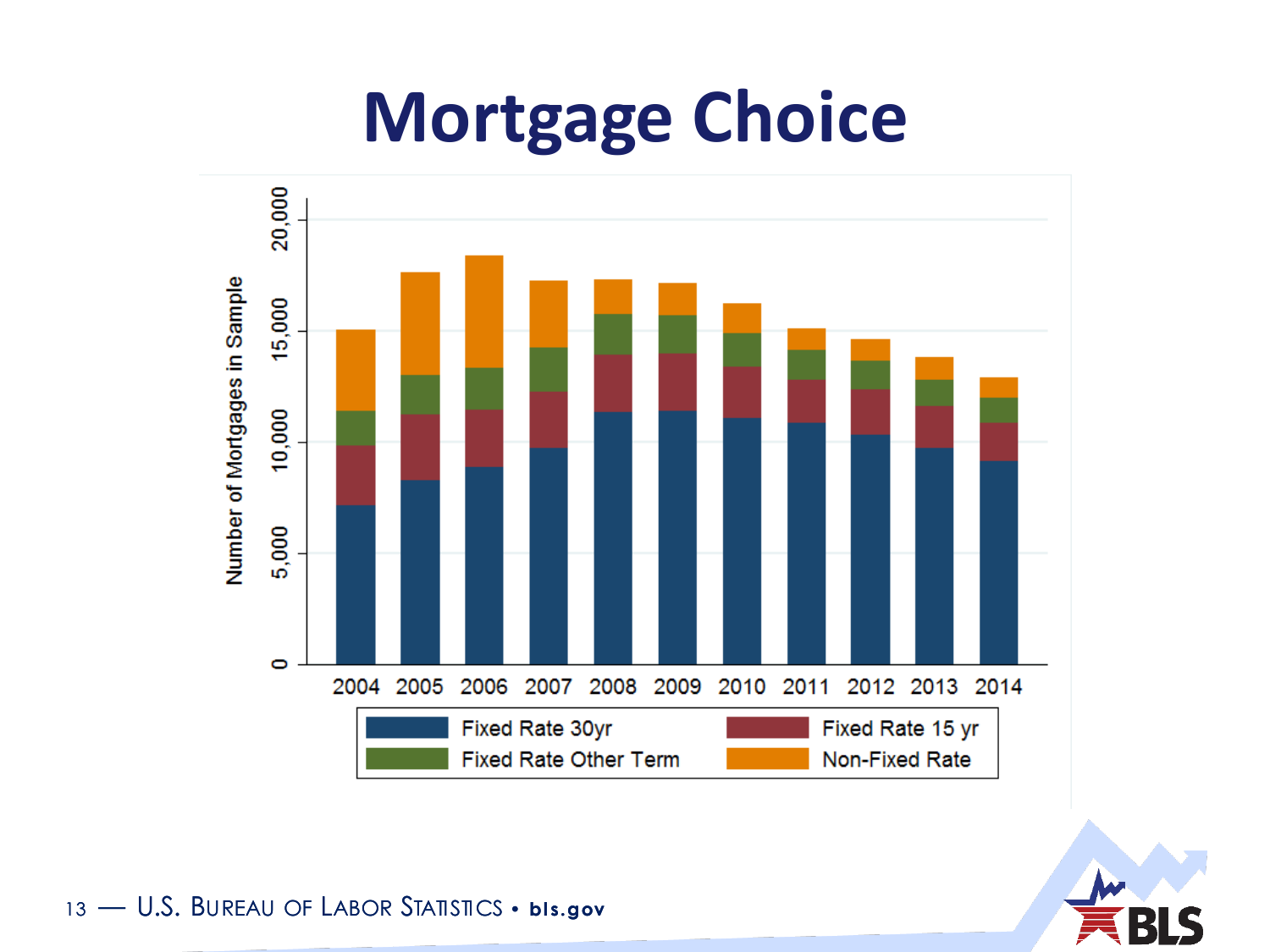# Mortgage Choice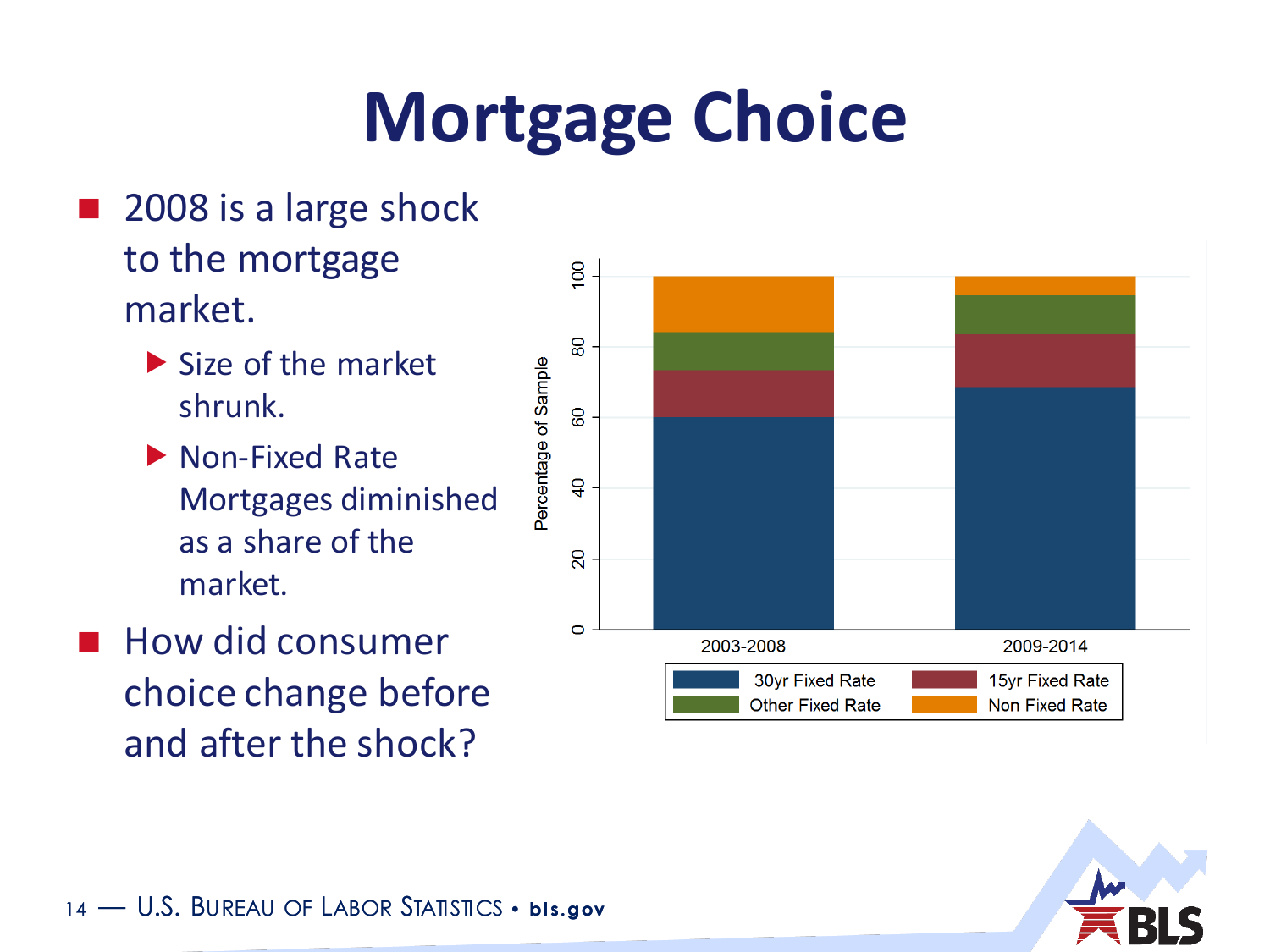# Mortgage Choice

- 2008 is a large shock to the mortgage market.
  - Size of the market shrunk.
  - Non-Fixed Rate Mortgages diminished as a share of the market.
- How did consumer choice change before and after the shock?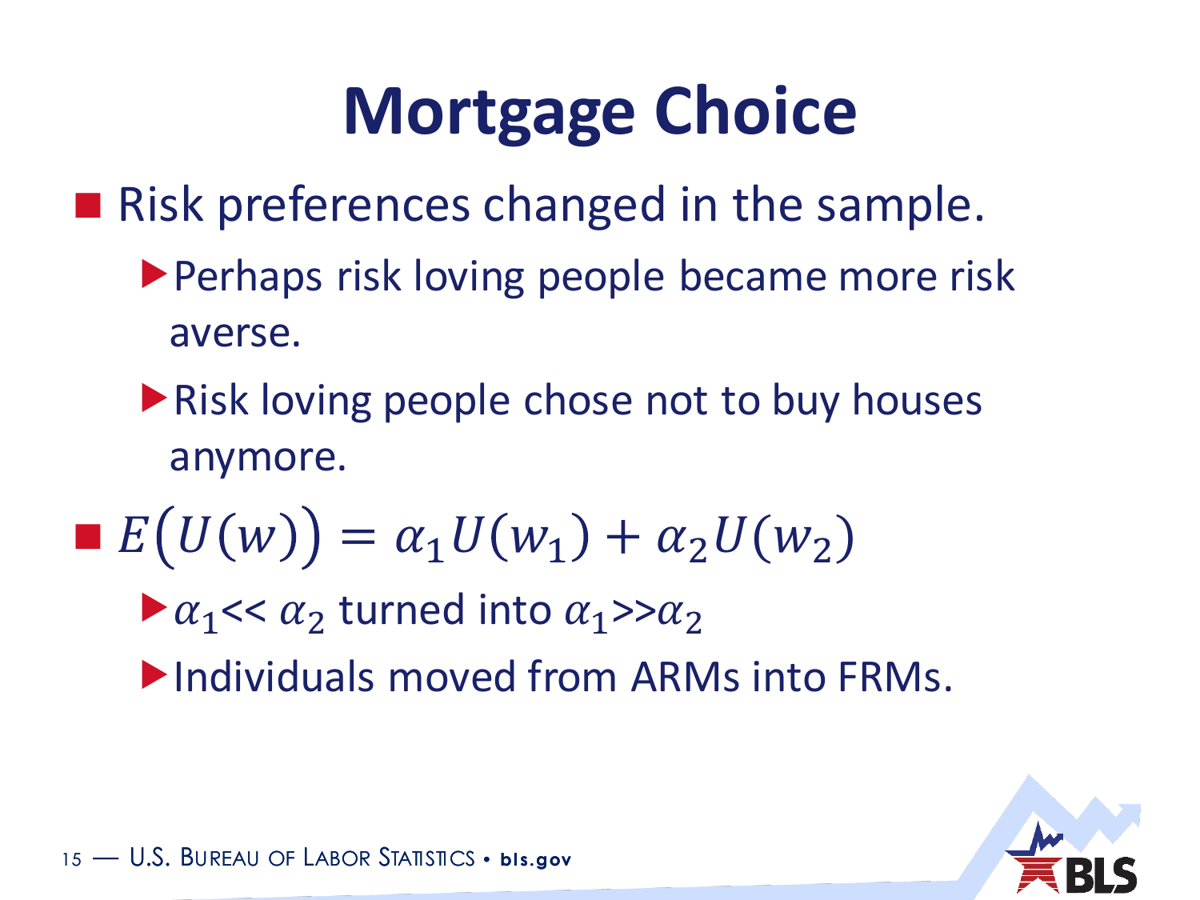# Mortgage Choice

- Risk preferences changed in the sample.
  - Perhaps risk loving people became more risk averse.
  - Risk loving people chose not to buy houses anymore.
- $E\left(U(w)\right) = \alpha_1 U(w_1) + \alpha_2 U(w_2)$
  - $\alpha_1 << \alpha_2$ turned into $\alpha_1 >> \alpha_2$
  - Individuals moved from ARMs into FRMs.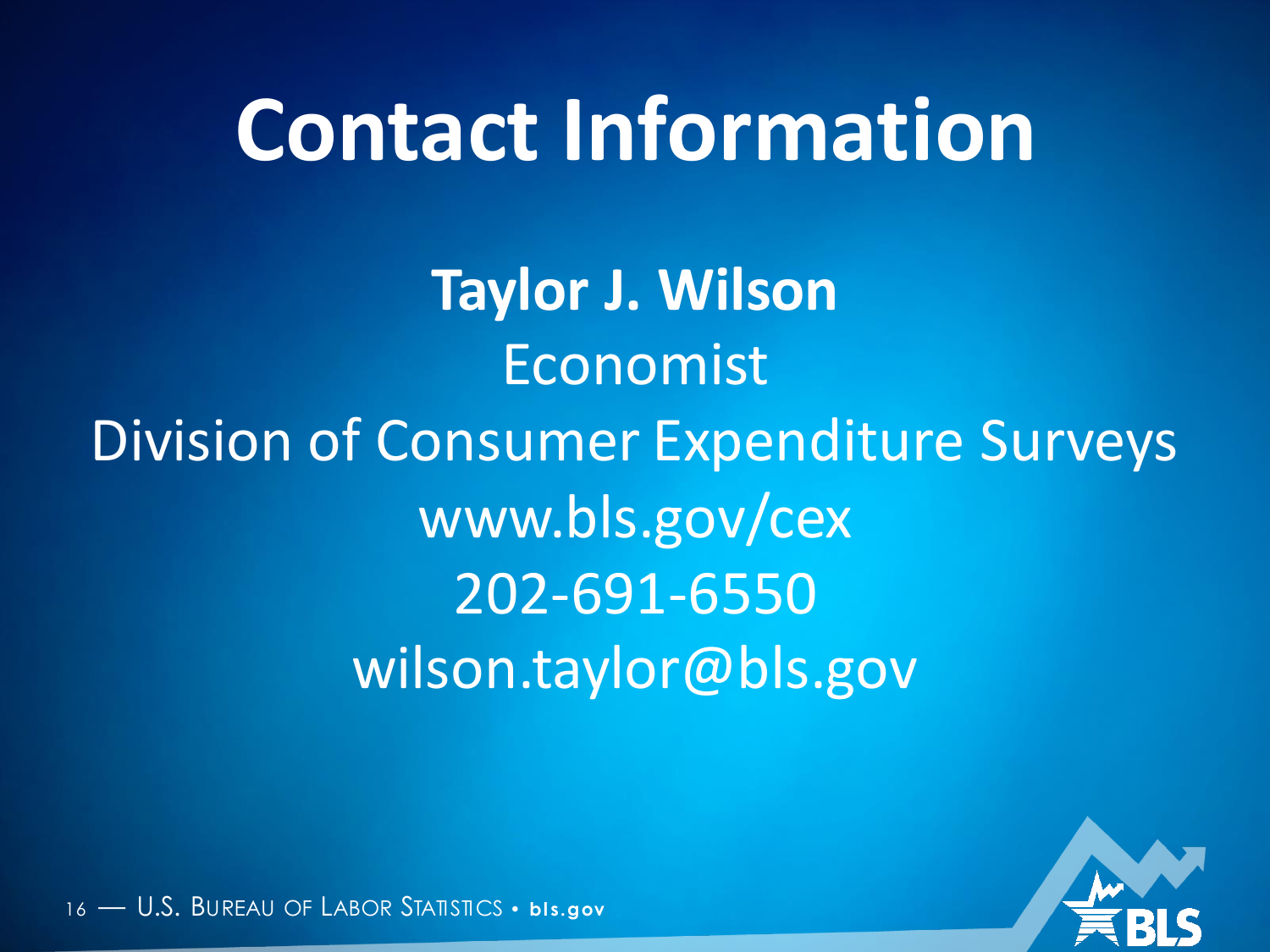# Contact Information

**Taylor J. Wilson**

Economist

Division of Consumer Expenditure Surveys

www.bls.gov/cex

202-691-6550

wilson.taylor@bls.gov